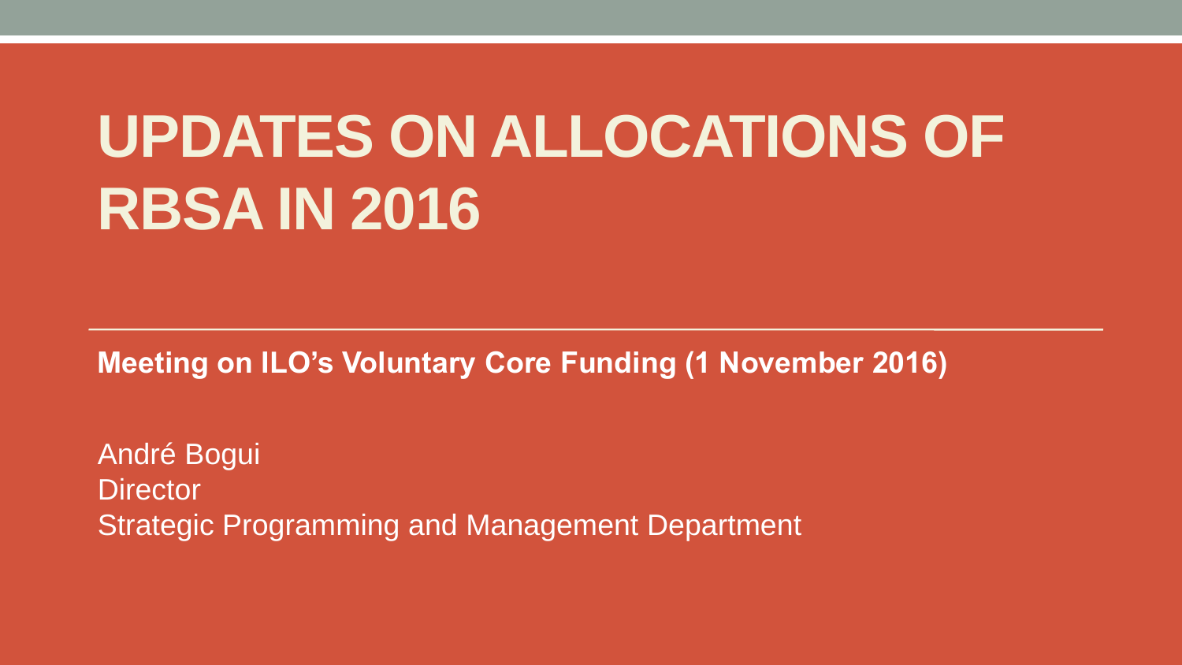# UPDATES ON ALLOCATIONS OF RBSA IN 2016

**Meeting on ILO's Voluntary Core Funding (1 November 2016)**

André Bogui
Director
Strategic Programming and Management Department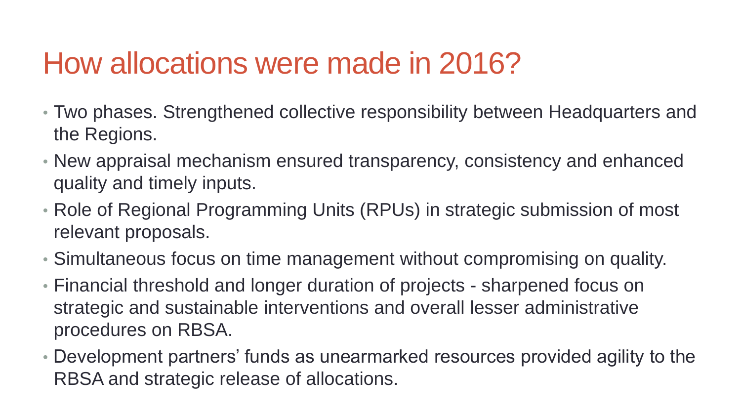# How allocations were made in 2016?

- Two phases. Strengthened collective responsibility between Headquarters and the Regions.
- New appraisal mechanism ensured transparency, consistency and enhanced quality and timely inputs.
- Role of Regional Programming Units (RPUs) in strategic submission of most relevant proposals.
- Simultaneous focus on time management without compromising on quality.
- Financial threshold and longer duration of projects - sharpened focus on strategic and sustainable interventions and overall lesser administrative procedures on RBSA.
- Development partners' funds as unearmarked resources provided agility to the RBSA and strategic release of allocations.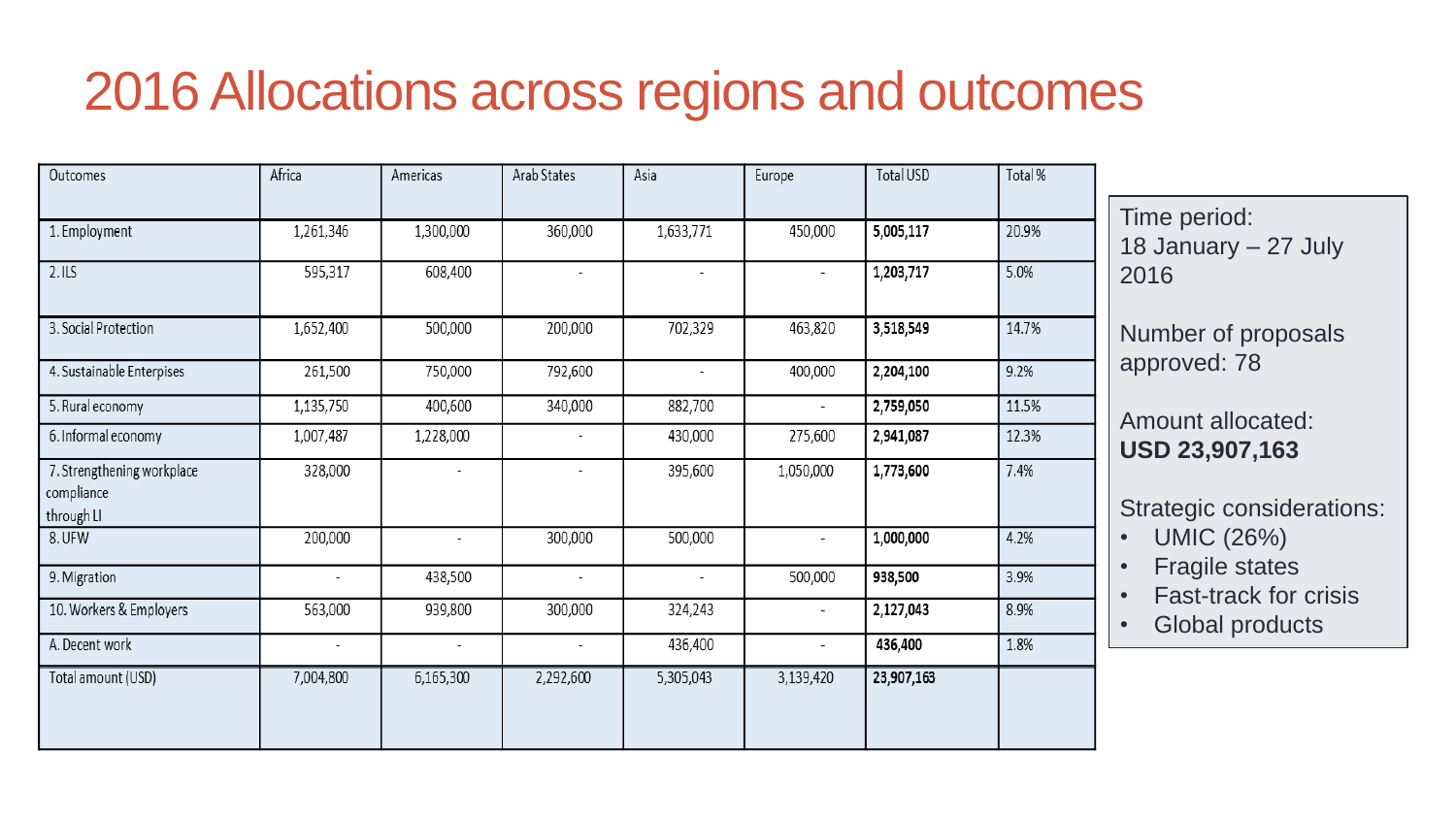# 2016 Allocations across regions and outcomes

| Outcomes | Africa | Americas | Arab States | Asia | Europe | Total USD | Total % |
|---|---|---|---|---|---|---|---|
| 1. Employment | 1,261,346 | 1,300,000 | 360,000 | 1,633,771 | 450,000 | **5,005,117** | 20.9% |
| 2. ILS | 595,317 | 608,400 | - | - | - | **1,203,717** | 5.0% |
| 3. Social Protection | 1,652,400 | 500,000 | 200,000 | 702,329 | 463,820 | **3,518,549** | 14.7% |
| 4. Sustainable Enterprises | 261,500 | 750,000 | 792,600 | - | 400,000 | **2,204,100** | 9.2% |
| 5. Rural economy | 1,135,750 | 400,600 | 340,000 | 882,700 | - | **2,759,050** | 11.5% |
| 6. Informal economy | 1,007,487 | 1,228,000 | - | 430,000 | 275,600 | **2,941,087** | 12.3% |
| 7. Strengthening workplace compliance through LI | 328,000 | - | - | 395,600 | 1,050,000 | **1,773,600** | 7.4% |
| 8. UFW | 200,000 | - | 300,000 | 500,000 | - | **1,000,000** | 4.2% |
| 9. Migration | - | 438,500 | - | - | 500,000 | **938,500** | 3.9% |
| 10. Workers & Employers | 563,000 | 939,800 | 300,000 | 324,243 | - | **2,127,043** | 8.9% |
| A. Decent work | - | - | - | 436,400 | - | **436,400** | 1.8% |
| Total amount (USD) | 7,004,800 | 6,165,300 | 2,292,600 | 5,305,043 | 3,139,420 | **23,907,163** | |

Time period:
18 January – 27 July 2016

Number of proposals approved: 78

Amount allocated:
**USD 23,907,163**

Strategic considerations:

- UMIC (26%)
- Fragile states
- Fast-track for crisis
- Global products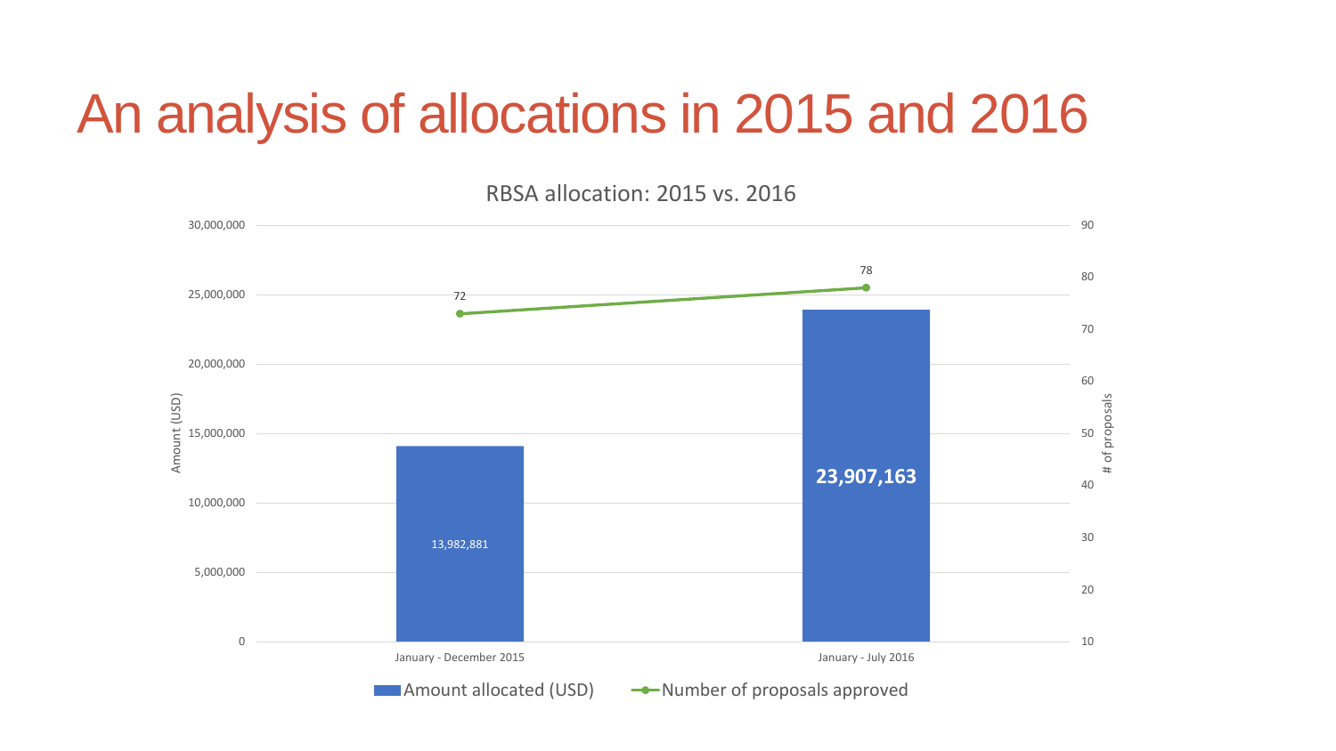# An analysis of allocations in 2015 and 2016

RBSA allocation: 2015 vs. 2016

| Period | Amount allocated (USD) | Number of proposals approved |
|---|---|---|
| January - December 2015 | 13,982,881 | 72 |
| January - July 2016 | 23,907,163 | 78 |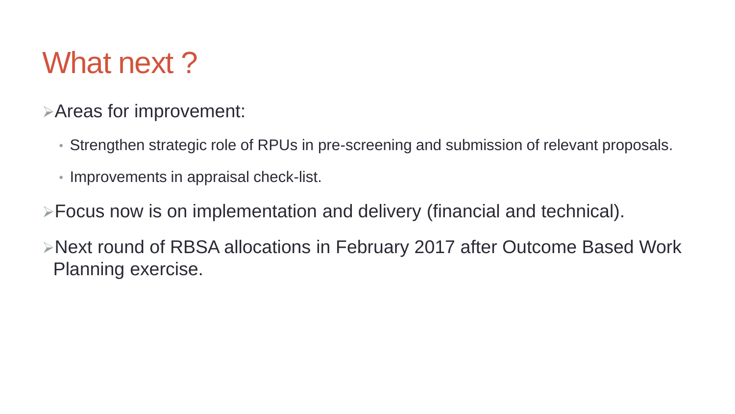# What next ?

- Areas for improvement:
  - Strengthen strategic role of RPUs in pre-screening and submission of relevant proposals.
  - Improvements in appraisal check-list.
- Focus now is on implementation and delivery (financial and technical).
- Next round of RBSA allocations in February 2017 after Outcome Based Work Planning exercise.